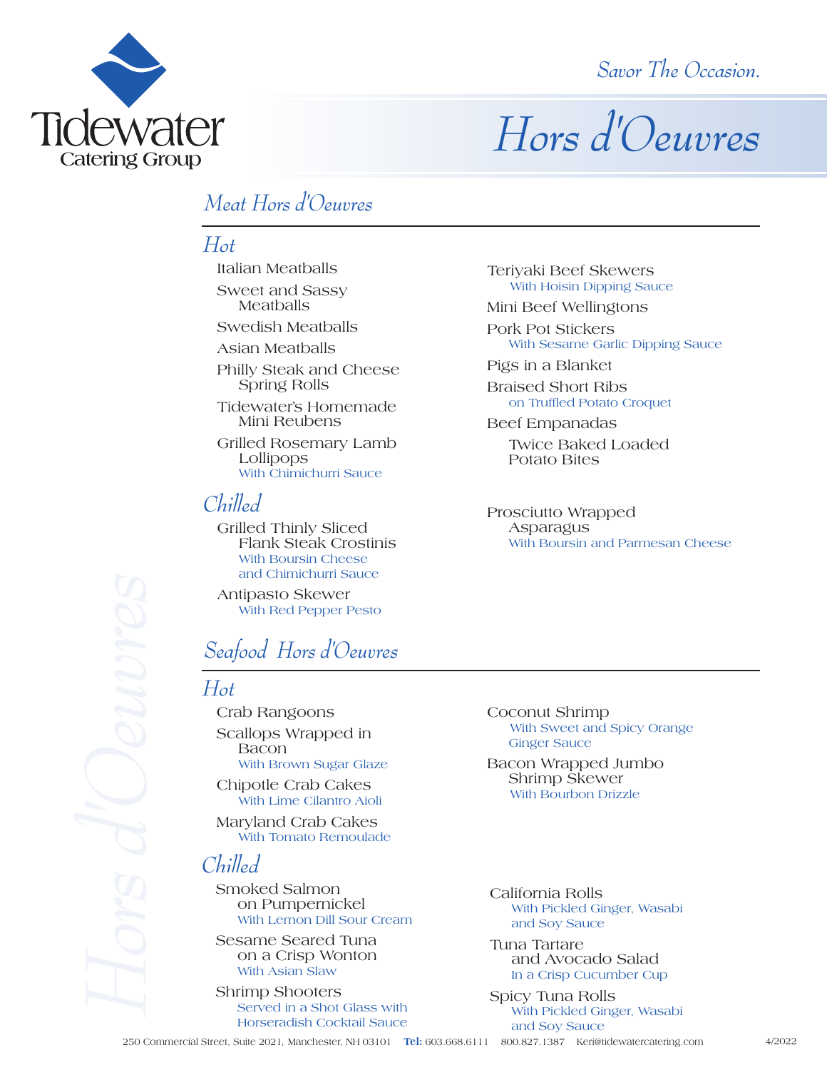Tidewater Catering Group

*Savor The Occasion.*

# Hors d'Oeuvres

## Meat Hors d'Oeuvres

### Hot

- Italian Meatballs
- Sweet and Sassy Meatballs
- Swedish Meatballs
- Asian Meatballs
- Philly Steak and Cheese Spring Rolls
- Tidewater's Homemade Mini Reubens
- Grilled Rosemary Lamb Lollipops
  With Chimichurri Sauce
- Teriyaki Beef Skewers
  With Hoisin Dipping Sauce
- Mini Beef Wellingtons
- Pork Pot Stickers
  With Sesame Garlic Dipping Sauce
- Pigs in a Blanket
- Braised Short Ribs
  on Truffled Potato Croquet
- Beef Empanadas
- Twice Baked Loaded Potato Bites

### Chilled

- Grilled Thinly Sliced Flank Steak Crostinis
  With Boursin Cheese and Chimichurri Sauce
- Antipasto Skewer
  With Red Pepper Pesto
- Prosciutto Wrapped Asparagus
  With Boursin and Parmesan Cheese

## Seafood Hors d'Oeuvres

### Hot

- Crab Rangoons
- Scallops Wrapped in Bacon
  With Brown Sugar Glaze
- Chipotle Crab Cakes
  With Lime Cilantro Aioli
- Maryland Crab Cakes
  With Tomato Remoulade
- Coconut Shrimp
  With Sweet and Spicy Orange Ginger Sauce
- Bacon Wrapped Jumbo Shrimp Skewer
  With Bourbon Drizzle

### Chilled

- Smoked Salmon on Pumpernickel
  With Lemon Dill Sour Cream
- Sesame Seared Tuna on a Crisp Wonton
  With Asian Slaw
- Shrimp Shooters
  Served in a Shot Glass with Horseradish Cocktail Sauce
- California Rolls
  With Pickled Ginger, Wasabi and Soy Sauce
- Tuna Tartare and Avocado Salad
  In a Crisp Cucumber Cup
- Spicy Tuna Rolls
  With Pickled Ginger, Wasabi and Soy Sauce

250 Commercial Street, Suite 2021, Manchester, NH 03101 **Tel:** 603.668.6111 800.827.1387 Keri@tidewatercatering.com 4/2022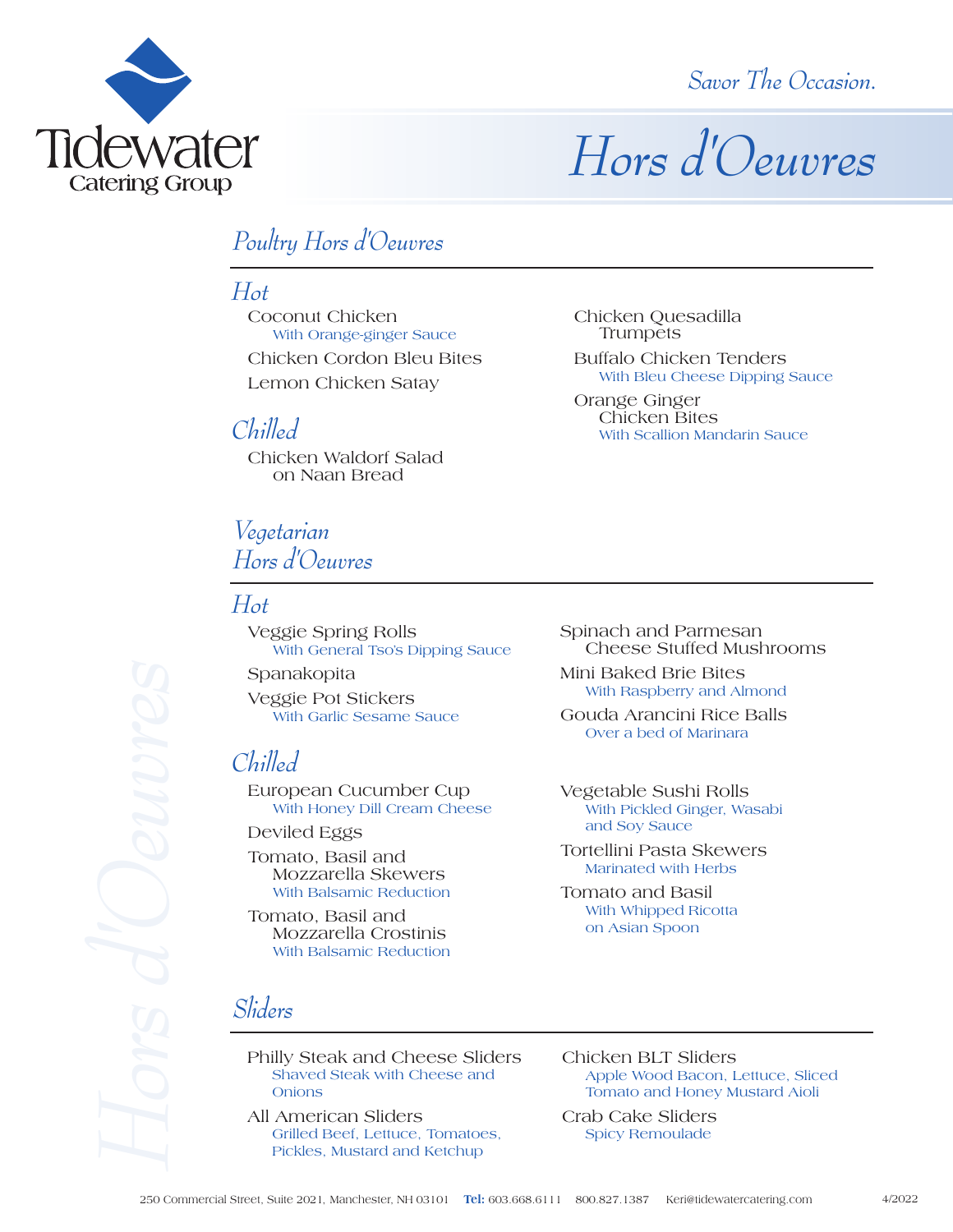Tidewater Catering Group

*Savor The Occasion.*

# Hors d'Oeuvres

## Poultry Hors d'Oeuvres

### Hot

Coconut Chicken
With Orange-ginger Sauce

Chicken Cordon Bleu Bites

Lemon Chicken Satay

Chicken Quesadilla Trumpets

Buffalo Chicken Tenders
With Bleu Cheese Dipping Sauce

Orange Ginger Chicken Bites
With Scallion Mandarin Sauce

### Chilled

Chicken Waldorf Salad on Naan Bread

## Vegetarian Hors d'Oeuvres

### Hot

Veggie Spring Rolls
With General Tso's Dipping Sauce

Spanakopita

Veggie Pot Stickers
With Garlic Sesame Sauce

Spinach and Parmesan Cheese Stuffed Mushrooms

Mini Baked Brie Bites
With Raspberry and Almond

Gouda Arancini Rice Balls
Over a bed of Marinara

### Chilled

European Cucumber Cup
With Honey Dill Cream Cheese

Deviled Eggs

Tomato, Basil and Mozzarella Skewers
With Balsamic Reduction

Tomato, Basil and Mozzarella Crostinis
With Balsamic Reduction

Vegetable Sushi Rolls
With Pickled Ginger, Wasabi and Soy Sauce

Tortellini Pasta Skewers
Marinated with Herbs

Tomato and Basil
With Whipped Ricotta on Asian Spoon

## Sliders

Philly Steak and Cheese Sliders
Shaved Steak with Cheese and Onions

All American Sliders
Grilled Beef, Lettuce, Tomatoes, Pickles, Mustard and Ketchup

Chicken BLT Sliders
Apple Wood Bacon, Lettuce, Sliced Tomato and Honey Mustard Aioli

Crab Cake Sliders
Spicy Remoulade

250 Commercial Street, Suite 2021, Manchester, NH 03101 **Tel:** 603.668.6111 800.827.1387 Keri@tidewatercatering.com 4/2022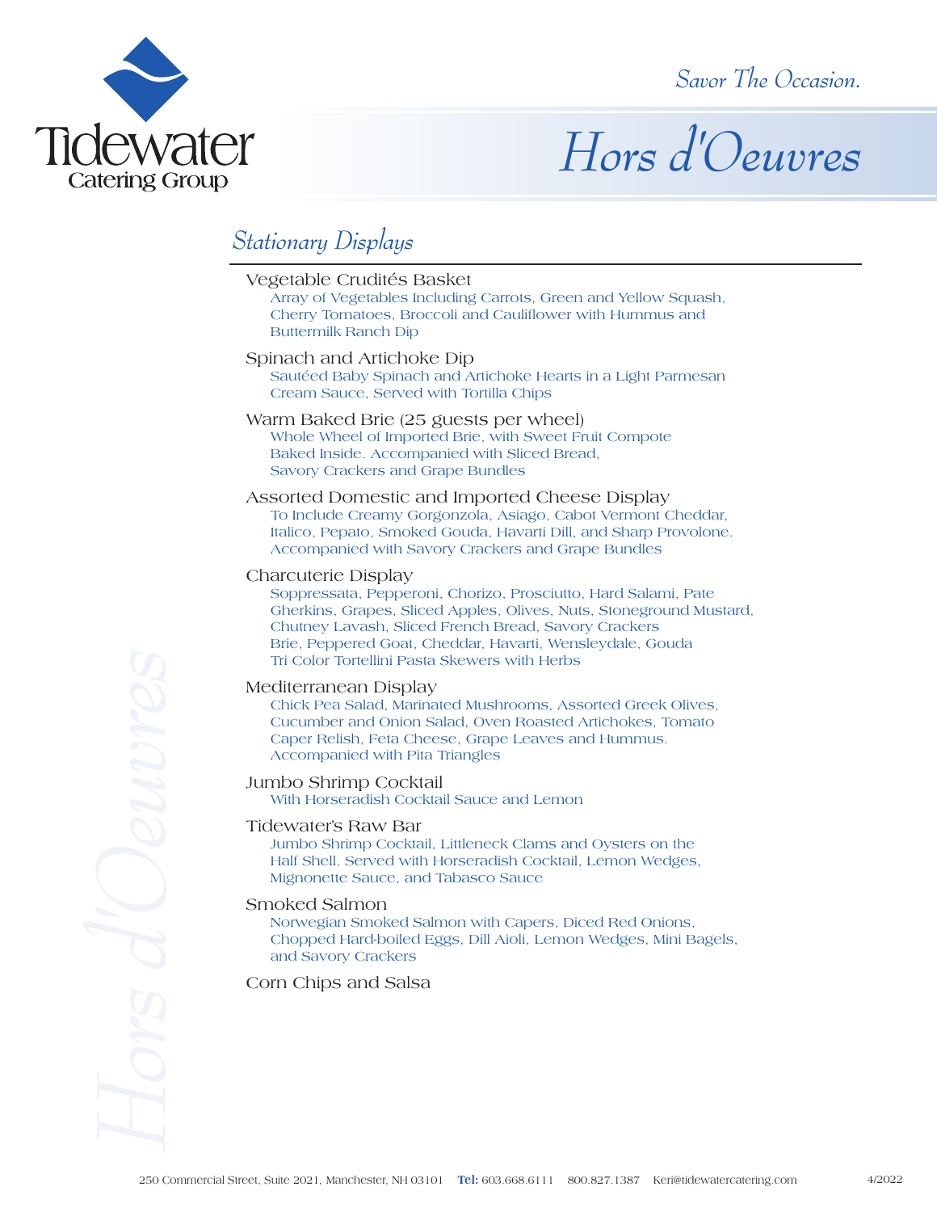Tidewater Catering Group

*Savor The Occasion.*

# *Hors d'Oeuvres*

## *Stationary Displays*

### Vegetable Crudités Basket
Array of Vegetables Including Carrots, Green and Yellow Squash, Cherry Tomatoes, Broccoli and Cauliflower with Hummus and Buttermilk Ranch Dip

### Spinach and Artichoke Dip
Sautéed Baby Spinach and Artichoke Hearts in a Light Parmesan Cream Sauce, Served with Tortilla Chips

### Warm Baked Brie (25 guests per wheel)
Whole Wheel of Imported Brie, with Sweet Fruit Compote Baked Inside. Accompanied with Sliced Bread, Savory Crackers and Grape Bundles

### Assorted Domestic and Imported Cheese Display
To Include Creamy Gorgonzola, Asiago, Cabot Vermont Cheddar, Italico, Pepato, Smoked Gouda, Havarti Dill, and Sharp Provolone. Accompanied with Savory Crackers and Grape Bundles

### Charcuterie Display
Soppressata, Pepperoni, Chorizo, Prosciutto, Hard Salami, Pate
Gherkins, Grapes, Sliced Apples, Olives, Nuts, Stoneground Mustard,
Chutney Lavash, Sliced French Bread, Savory Crackers
Brie, Peppered Goat, Cheddar, Havarti, Wensleydale, Gouda
Tri Color Tortellini Pasta Skewers with Herbs

### Mediterranean Display
Chick Pea Salad, Marinated Mushrooms, Assorted Greek Olives, Cucumber and Onion Salad, Oven Roasted Artichokes, Tomato Caper Relish, Feta Cheese, Grape Leaves and Hummus. Accompanied with Pita Triangles

### Jumbo Shrimp Cocktail
With Horseradish Cocktail Sauce and Lemon

### Tidewater's Raw Bar
Jumbo Shrimp Cocktail, Littleneck Clams and Oysters on the Half Shell. Served with Horseradish Cocktail, Lemon Wedges, Mignonette Sauce, and Tabasco Sauce

### Smoked Salmon
Norwegian Smoked Salmon with Capers, Diced Red Onions, Chopped Hard-boiled Eggs, Dill Aioli, Lemon Wedges, Mini Bagels, and Savory Crackers

### Corn Chips and Salsa

250 Commercial Street, Suite 2021, Manchester, NH 03101 **Tel:** 603.668.6111 800.827.1387 Keri@tidewatercatering.com 4/2022